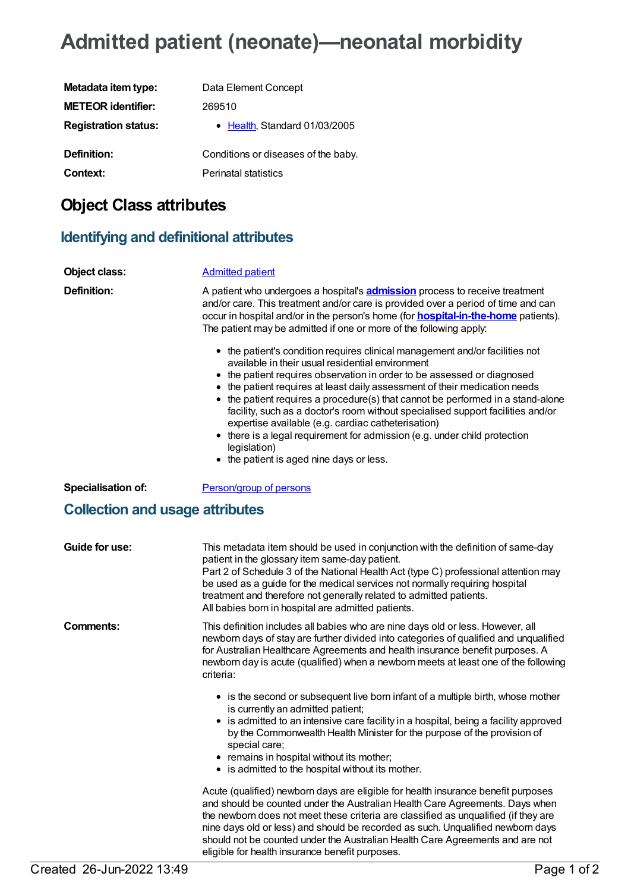# Admitted patient (neonate)—neonatal morbidity

| | |
|---|---|
| **Metadata item type:** | Data Element Concept |
| **METEOR identifier:** | 269510 |
| **Registration status:** | • Health, Standard 01/03/2005 |
| **Definition:** | Conditions or diseases of the baby. |
| **Context:** | Perinatal statistics |

## Object Class attributes

### Identifying and definitional attributes

**Object class:** Admitted patient

**Definition:** A patient who undergoes a hospital's **admission** process to receive treatment and/or care. This treatment and/or care is provided over a period of time and can occur in hospital and/or in the person's home (for **hospital-in-the-home** patients). The patient may be admitted if one or more of the following apply:

- the patient's condition requires clinical management and/or facilities not available in their usual residential environment
- the patient requires observation in order to be assessed or diagnosed
- the patient requires at least daily assessment of their medication needs
- the patient requires a procedure(s) that cannot be performed in a stand-alone facility, such as a doctor's room without specialised support facilities and/or expertise available (e.g. cardiac catheterisation)
- there is a legal requirement for admission (e.g. under child protection legislation)
- the patient is aged nine days or less.

**Specialisation of:** Person/group of persons

### Collection and usage attributes

**Guide for use:** This metadata item should be used in conjunction with the definition of same-day patient in the glossary item same-day patient.
Part 2 of Schedule 3 of the National Health Act (type C) professional attention may be used as a guide for the medical services not normally requiring hospital treatment and therefore not generally related to admitted patients.
All babies born in hospital are admitted patients.

**Comments:** This definition includes all babies who are nine days old or less. However, all newborn days of stay are further divided into categories of qualified and unqualified for Australian Healthcare Agreements and health insurance benefit purposes. A newborn day is acute (qualified) when a newborn meets at least one of the following criteria:

- is the second or subsequent live born infant of a multiple birth, whose mother is currently an admitted patient;
- is admitted to an intensive care facility in a hospital, being a facility approved by the Commonwealth Health Minister for the purpose of the provision of special care;
- remains in hospital without its mother;
- is admitted to the hospital without its mother.

Acute (qualified) newborn days are eligible for health insurance benefit purposes and should be counted under the Australian Health Care Agreements. Days when the newborn does not meet these criteria are classified as unqualified (if they are nine days old or less) and should be recorded as such. Unqualified newborn days should not be counted under the Australian Health Care Agreements and are not eligible for health insurance benefit purposes.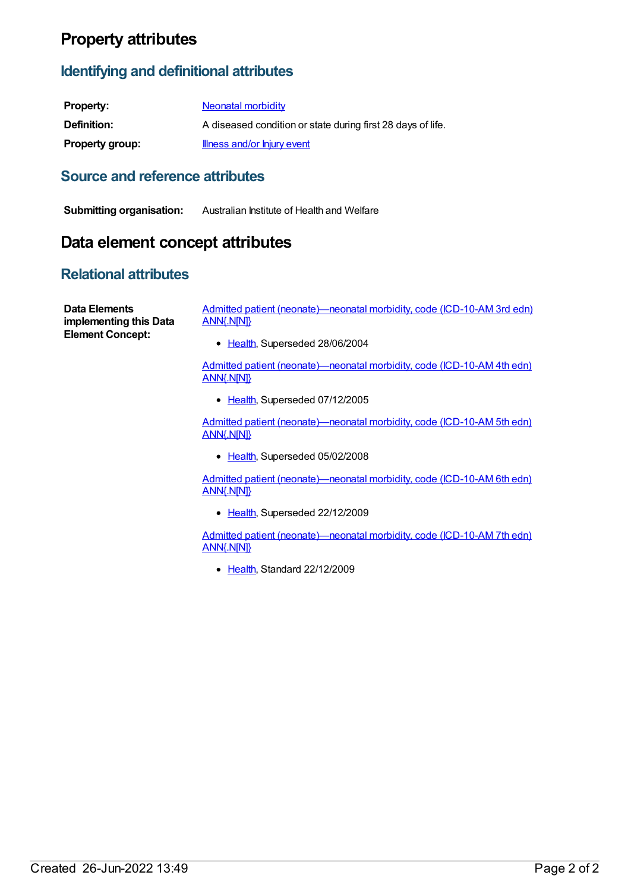# Property attributes

## Identifying and definitional attributes

| | |
|---|---|
| **Property:** | Neonatal morbidity |
| **Definition:** | A diseased condition or state during first 28 days of life. |
| **Property group:** | Illness and/or Injury event |

## Source and reference attributes

| | |
|---|---|
| **Submitting organisation:** | Australian Institute of Health and Welfare |

# Data element concept attributes

## Relational attributes

**Data Elements implementing this Data Element Concept:**

Admitted patient (neonate)—neonatal morbidity, code (ICD-10-AM 3rd edn) ANN{.N[N]}

- Health, Superseded 28/06/2004

Admitted patient (neonate)—neonatal morbidity, code (ICD-10-AM 4th edn) ANN{.N[N]}

- Health, Superseded 07/12/2005

Admitted patient (neonate)—neonatal morbidity, code (ICD-10-AM 5th edn) ANN{.N[N]}

- Health, Superseded 05/02/2008

Admitted patient (neonate)—neonatal morbidity, code (ICD-10-AM 6th edn) ANN{.N[N]}

- Health, Superseded 22/12/2009

Admitted patient (neonate)—neonatal morbidity, code (ICD-10-AM 7th edn) ANN{.N[N]}

- Health, Standard 22/12/2009